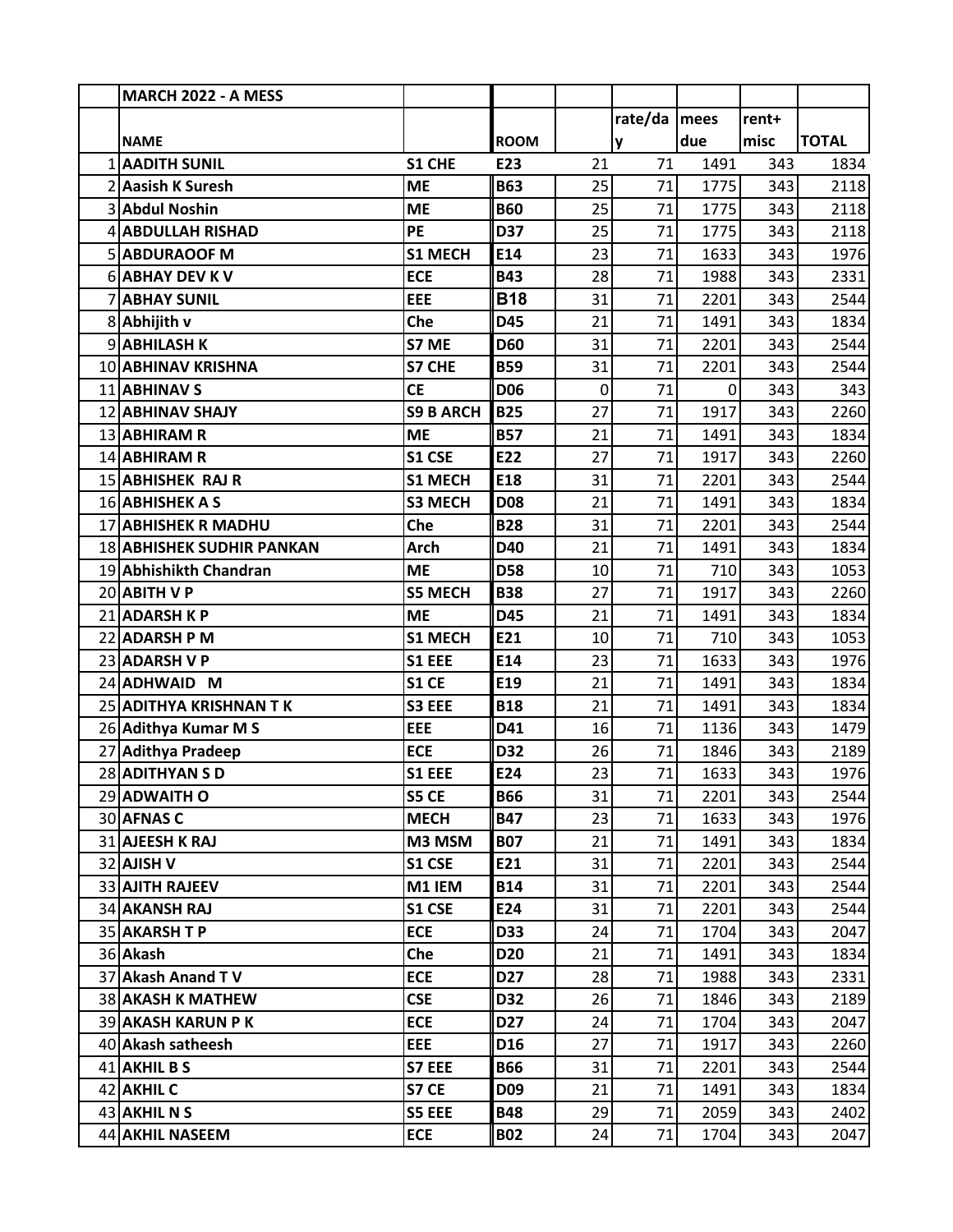| | MARCH 2022 - A MESS | | | | | | | |
|---|---|---|---|---|---|---|---|---|
| | NAME | | ROOM | | rate/day | mees due | rent+ misc | TOTAL |
| 1 | AADITH SUNIL | S1 CHE | E23 | 21 | 71 | 1491 | 343 | 1834 |
| 2 | Aasish K Suresh | ME | B63 | 25 | 71 | 1775 | 343 | 2118 |
| 3 | Abdul Noshin | ME | B60 | 25 | 71 | 1775 | 343 | 2118 |
| 4 | ABDULLAH RISHAD | PE | D37 | 25 | 71 | 1775 | 343 | 2118 |
| 5 | ABDURAOOF M | S1 MECH | E14 | 23 | 71 | 1633 | 343 | 1976 |
| 6 | ABHAY DEV K V | ECE | B43 | 28 | 71 | 1988 | 343 | 2331 |
| 7 | ABHAY SUNIL | EEE | B18 | 31 | 71 | 2201 | 343 | 2544 |
| 8 | Abhijith v | Che | D45 | 21 | 71 | 1491 | 343 | 1834 |
| 9 | ABHILASH K | S7 ME | D60 | 31 | 71 | 2201 | 343 | 2544 |
| 10 | ABHINAV KRISHNA | S7 CHE | B59 | 31 | 71 | 2201 | 343 | 2544 |
| 11 | ABHINAV S | CE | D06 | 0 | 71 | 0 | 343 | 343 |
| 12 | ABHINAV SHAJY | S9 B ARCH | B25 | 27 | 71 | 1917 | 343 | 2260 |
| 13 | ABHIRAM R | ME | B57 | 21 | 71 | 1491 | 343 | 1834 |
| 14 | ABHIRAM R | S1 CSE | E22 | 27 | 71 | 1917 | 343 | 2260 |
| 15 | ABHISHEK RAJ R | S1 MECH | E18 | 31 | 71 | 2201 | 343 | 2544 |
| 16 | ABHISHEK A S | S3 MECH | D08 | 21 | 71 | 1491 | 343 | 1834 |
| 17 | ABHISHEK R MADHU | Che | B28 | 31 | 71 | 2201 | 343 | 2544 |
| 18 | ABHISHEK SUDHIR PANKAN | Arch | D40 | 21 | 71 | 1491 | 343 | 1834 |
| 19 | Abhishikth Chandran | ME | D58 | 10 | 71 | 710 | 343 | 1053 |
| 20 | ABITH V P | S5 MECH | B38 | 27 | 71 | 1917 | 343 | 2260 |
| 21 | ADARSH K P | ME | D45 | 21 | 71 | 1491 | 343 | 1834 |
| 22 | ADARSH P M | S1 MECH | E21 | 10 | 71 | 710 | 343 | 1053 |
| 23 | ADARSH V P | S1 EEE | E14 | 23 | 71 | 1633 | 343 | 1976 |
| 24 | ADHWAID M | S1 CE | E19 | 21 | 71 | 1491 | 343 | 1834 |
| 25 | ADITHYA KRISHNAN T K | S3 EEE | B18 | 21 | 71 | 1491 | 343 | 1834 |
| 26 | Adithya Kumar M S | EEE | D41 | 16 | 71 | 1136 | 343 | 1479 |
| 27 | Adithya Pradeep | ECE | D32 | 26 | 71 | 1846 | 343 | 2189 |
| 28 | ADITHYAN S D | S1 EEE | E24 | 23 | 71 | 1633 | 343 | 1976 |
| 29 | ADWAITH O | S5 CE | B66 | 31 | 71 | 2201 | 343 | 2544 |
| 30 | AFNAS C | MECH | B47 | 23 | 71 | 1633 | 343 | 1976 |
| 31 | AJEESH K RAJ | M3 MSM | B07 | 21 | 71 | 1491 | 343 | 1834 |
| 32 | AJISH V | S1 CSE | E21 | 31 | 71 | 2201 | 343 | 2544 |
| 33 | AJITH RAJEEV | M1 IEM | B14 | 31 | 71 | 2201 | 343 | 2544 |
| 34 | AKANSH RAJ | S1 CSE | E24 | 31 | 71 | 2201 | 343 | 2544 |
| 35 | AKARSH T P | ECE | D33 | 24 | 71 | 1704 | 343 | 2047 |
| 36 | Akash | Che | D20 | 21 | 71 | 1491 | 343 | 1834 |
| 37 | Akash Anand T V | ECE | D27 | 28 | 71 | 1988 | 343 | 2331 |
| 38 | AKASH K MATHEW | CSE | D32 | 26 | 71 | 1846 | 343 | 2189 |
| 39 | AKASH KARUN P K | ECE | D27 | 24 | 71 | 1704 | 343 | 2047 |
| 40 | Akash satheesh | EEE | D16 | 27 | 71 | 1917 | 343 | 2260 |
| 41 | AKHIL B S | S7 EEE | B66 | 31 | 71 | 2201 | 343 | 2544 |
| 42 | AKHIL C | S7 CE | D09 | 21 | 71 | 1491 | 343 | 1834 |
| 43 | AKHIL N S | S5 EEE | B48 | 29 | 71 | 2059 | 343 | 2402 |
| 44 | AKHIL NASEEM | ECE | B02 | 24 | 71 | 1704 | 343 | 2047 |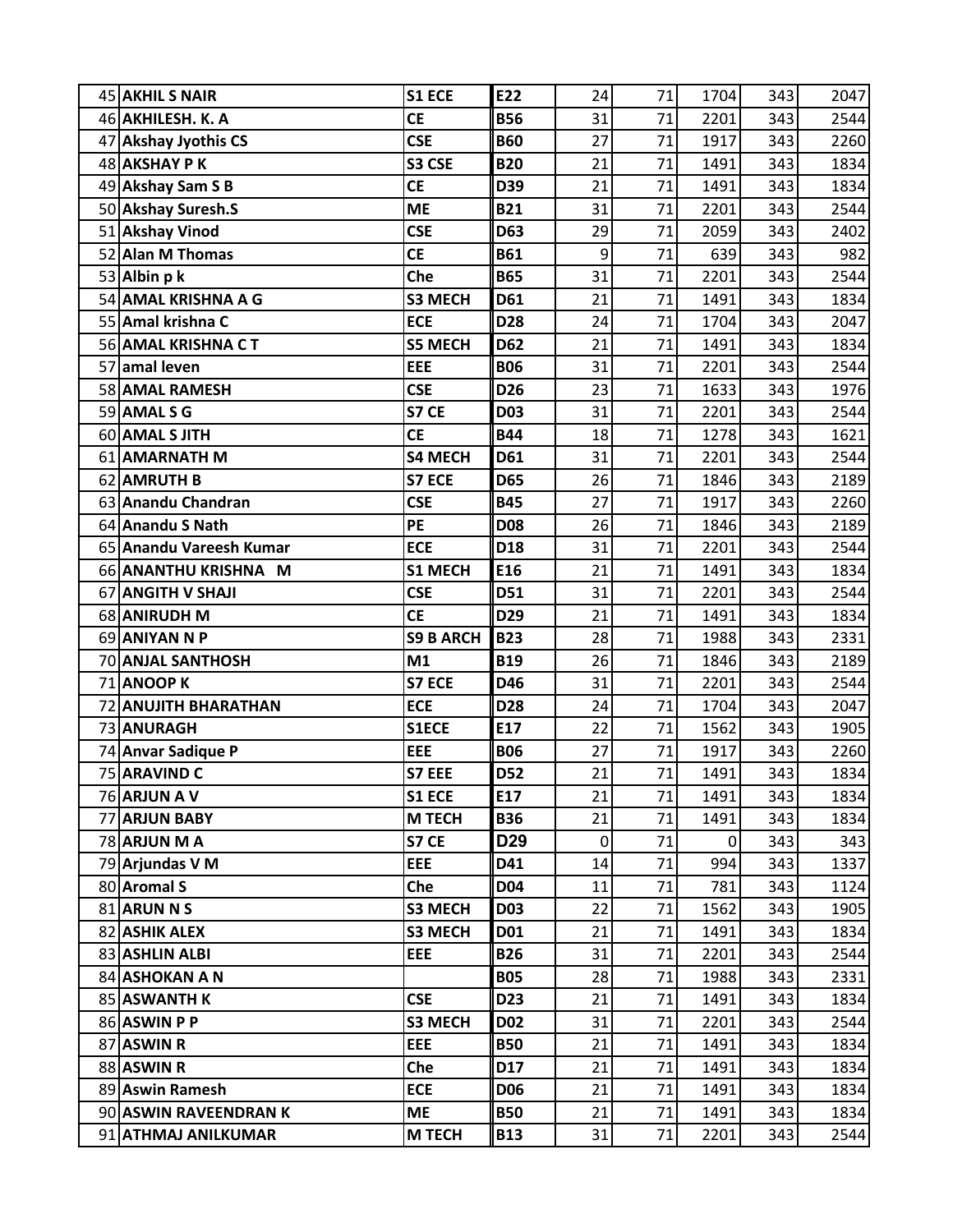| | | | | | | | | |
|---|---|---|---|---|---|---|---|---|
| 45 | **AKHIL S NAIR** | **S1 ECE** | **E22** | 24 | 71 | 1704 | 343 | 2047 |
| 46 | **AKHILESH. K. A** | **CE** | **B56** | 31 | 71 | 2201 | 343 | 2544 |
| 47 | **Akshay Jyothis CS** | **CSE** | **B60** | 27 | 71 | 1917 | 343 | 2260 |
| 48 | **AKSHAY P K** | **S3 CSE** | **B20** | 21 | 71 | 1491 | 343 | 1834 |
| 49 | **Akshay Sam S B** | **CE** | **D39** | 21 | 71 | 1491 | 343 | 1834 |
| 50 | **Akshay Suresh.S** | **ME** | **B21** | 31 | 71 | 2201 | 343 | 2544 |
| 51 | **Akshay Vinod** | **CSE** | **D63** | 29 | 71 | 2059 | 343 | 2402 |
| 52 | **Alan M Thomas** | **CE** | **B61** | 9 | 71 | 639 | 343 | 982 |
| 53 | **Albin p k** | **Che** | **B65** | 31 | 71 | 2201 | 343 | 2544 |
| 54 | **AMAL KRISHNA A G** | **S3 MECH** | **D61** | 21 | 71 | 1491 | 343 | 1834 |
| 55 | **Amal krishna C** | **ECE** | **D28** | 24 | 71 | 1704 | 343 | 2047 |
| 56 | **AMAL KRISHNA C T** | **S5 MECH** | **D62** | 21 | 71 | 1491 | 343 | 1834 |
| 57 | **amal leven** | **EEE** | **B06** | 31 | 71 | 2201 | 343 | 2544 |
| 58 | **AMAL RAMESH** | **CSE** | **D26** | 23 | 71 | 1633 | 343 | 1976 |
| 59 | **AMAL S G** | **S7 CE** | **D03** | 31 | 71 | 2201 | 343 | 2544 |
| 60 | **AMAL S JITH** | **CE** | **B44** | 18 | 71 | 1278 | 343 | 1621 |
| 61 | **AMARNATH M** | **S4 MECH** | **D61** | 31 | 71 | 2201 | 343 | 2544 |
| 62 | **AMRUTH B** | **S7 ECE** | **D65** | 26 | 71 | 1846 | 343 | 2189 |
| 63 | **Anandu Chandran** | **CSE** | **B45** | 27 | 71 | 1917 | 343 | 2260 |
| 64 | **Anandu S Nath** | **PE** | **D08** | 26 | 71 | 1846 | 343 | 2189 |
| 65 | **Anandu Vareesh Kumar** | **ECE** | **D18** | 31 | 71 | 2201 | 343 | 2544 |
| 66 | **ANANTHU KRISHNA M** | **S1 MECH** | **E16** | 21 | 71 | 1491 | 343 | 1834 |
| 67 | **ANGITH V SHAJI** | **CSE** | **D51** | 31 | 71 | 2201 | 343 | 2544 |
| 68 | **ANIRUDH M** | **CE** | **D29** | 21 | 71 | 1491 | 343 | 1834 |
| 69 | **ANIYAN N P** | **S9 B ARCH** | **B23** | 28 | 71 | 1988 | 343 | 2331 |
| 70 | **ANJAL SANTHOSH** | **M1** | **B19** | 26 | 71 | 1846 | 343 | 2189 |
| 71 | **ANOOP K** | **S7 ECE** | **D46** | 31 | 71 | 2201 | 343 | 2544 |
| 72 | **ANUJITH BHARATHAN** | **ECE** | **D28** | 24 | 71 | 1704 | 343 | 2047 |
| 73 | **ANURAGH** | **S1ECE** | **E17** | 22 | 71 | 1562 | 343 | 1905 |
| 74 | **Anvar Sadique P** | **EEE** | **B06** | 27 | 71 | 1917 | 343 | 2260 |
| 75 | **ARAVIND C** | **S7 EEE** | **D52** | 21 | 71 | 1491 | 343 | 1834 |
| 76 | **ARJUN A V** | **S1 ECE** | **E17** | 21 | 71 | 1491 | 343 | 1834 |
| 77 | **ARJUN BABY** | **M TECH** | **B36** | 21 | 71 | 1491 | 343 | 1834 |
| 78 | **ARJUN M A** | **S7 CE** | **D29** | 0 | 71 | 0 | 343 | 343 |
| 79 | **Arjundas V M** | **EEE** | **D41** | 14 | 71 | 994 | 343 | 1337 |
| 80 | **Aromal S** | **Che** | **D04** | 11 | 71 | 781 | 343 | 1124 |
| 81 | **ARUN N S** | **S3 MECH** | **D03** | 22 | 71 | 1562 | 343 | 1905 |
| 82 | **ASHIK ALEX** | **S3 MECH** | **D01** | 21 | 71 | 1491 | 343 | 1834 |
| 83 | **ASHLIN ALBI** | **EEE** | **B26** | 31 | 71 | 2201 | 343 | 2544 |
| 84 | **ASHOKAN A N** | | **B05** | 28 | 71 | 1988 | 343 | 2331 |
| 85 | **ASWANTH K** | **CSE** | **D23** | 21 | 71 | 1491 | 343 | 1834 |
| 86 | **ASWIN P P** | **S3 MECH** | **D02** | 31 | 71 | 2201 | 343 | 2544 |
| 87 | **ASWIN R** | **EEE** | **B50** | 21 | 71 | 1491 | 343 | 1834 |
| 88 | **ASWIN R** | **Che** | **D17** | 21 | 71 | 1491 | 343 | 1834 |
| 89 | **Aswin Ramesh** | **ECE** | **D06** | 21 | 71 | 1491 | 343 | 1834 |
| 90 | **ASWIN RAVEENDRAN K** | **ME** | **B50** | 21 | 71 | 1491 | 343 | 1834 |
| 91 | **ATHMAJ ANILKUMAR** | **M TECH** | **B13** | 31 | 71 | 2201 | 343 | 2544 |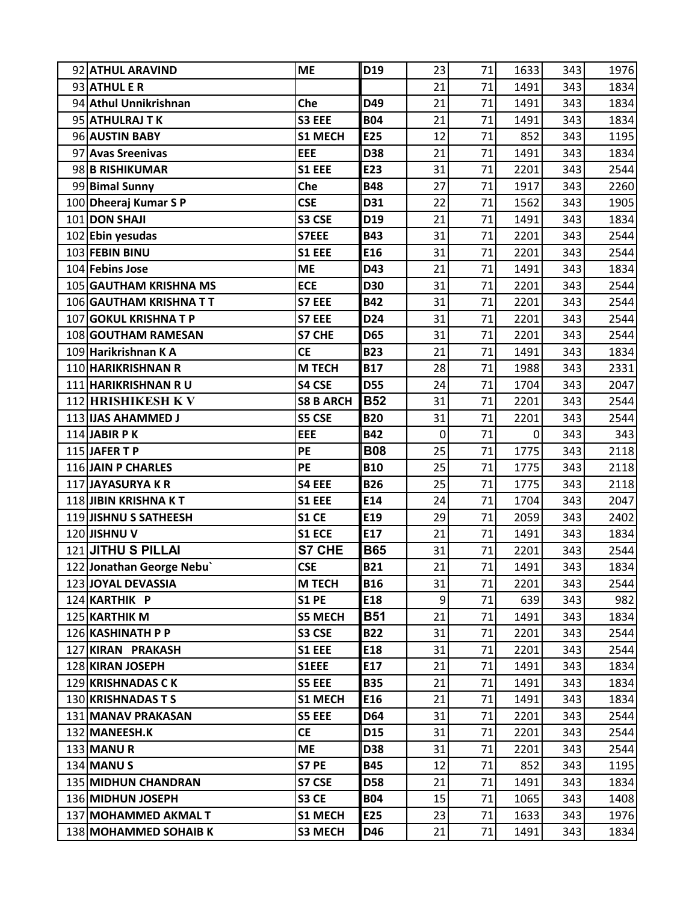| | | | | | | | | |
|---|---|---|---|---|---|---|---|---|
| 92 | ATHUL ARAVIND | ME | D19 | 23 | 71 | 1633 | 343 | 1976 |
| 93 | ATHUL E R | | | 21 | 71 | 1491 | 343 | 1834 |
| 94 | Athul Unnikrishnan | Che | D49 | 21 | 71 | 1491 | 343 | 1834 |
| 95 | ATHULRAJ T K | S3 EEE | B04 | 21 | 71 | 1491 | 343 | 1834 |
| 96 | AUSTIN BABY | S1 MECH | E25 | 12 | 71 | 852 | 343 | 1195 |
| 97 | Avas Sreenivas | EEE | D38 | 21 | 71 | 1491 | 343 | 1834 |
| 98 | B RISHIKUMAR | S1 EEE | E23 | 31 | 71 | 2201 | 343 | 2544 |
| 99 | Bimal Sunny | Che | B48 | 27 | 71 | 1917 | 343 | 2260 |
| 100 | Dheeraj Kumar S P | CSE | D31 | 22 | 71 | 1562 | 343 | 1905 |
| 101 | DON SHAJI | S3 CSE | D19 | 21 | 71 | 1491 | 343 | 1834 |
| 102 | Ebin yesudas | S7EEE | B43 | 31 | 71 | 2201 | 343 | 2544 |
| 103 | FEBIN BINU | S1 EEE | E16 | 31 | 71 | 2201 | 343 | 2544 |
| 104 | Febins Jose | ME | D43 | 21 | 71 | 1491 | 343 | 1834 |
| 105 | GAUTHAM KRISHNA MS | ECE | D30 | 31 | 71 | 2201 | 343 | 2544 |
| 106 | GAUTHAM KRISHNA T T | S7 EEE | B42 | 31 | 71 | 2201 | 343 | 2544 |
| 107 | GOKUL KRISHNA T P | S7 EEE | D24 | 31 | 71 | 2201 | 343 | 2544 |
| 108 | GOUTHAM RAMESAN | S7 CHE | D65 | 31 | 71 | 2201 | 343 | 2544 |
| 109 | Harikrishnan K A | CE | B23 | 21 | 71 | 1491 | 343 | 1834 |
| 110 | HARIKRISHNAN R | M TECH | B17 | 28 | 71 | 1988 | 343 | 2331 |
| 111 | HARIKRISHNAN R U | S4 CSE | D55 | 24 | 71 | 1704 | 343 | 2047 |
| 112 | HRISHIKESH K V | S8 B ARCH | B52 | 31 | 71 | 2201 | 343 | 2544 |
| 113 | IJAS AHAMMED J | S5 CSE | B20 | 31 | 71 | 2201 | 343 | 2544 |
| 114 | JABIR P K | EEE | B42 | 0 | 71 | 0 | 343 | 343 |
| 115 | JAFER T P | PE | B08 | 25 | 71 | 1775 | 343 | 2118 |
| 116 | JAIN P CHARLES | PE | B10 | 25 | 71 | 1775 | 343 | 2118 |
| 117 | JAYASURYA K R | S4 EEE | B26 | 25 | 71 | 1775 | 343 | 2118 |
| 118 | JIBIN KRISHNA K T | S1 EEE | E14 | 24 | 71 | 1704 | 343 | 2047 |
| 119 | JISHNU S SATHEESH | S1 CE | E19 | 29 | 71 | 2059 | 343 | 2402 |
| 120 | JISHNU V | S1 ECE | E17 | 21 | 71 | 1491 | 343 | 1834 |
| 121 | JITHU S PILLAI | S7 CHE | B65 | 31 | 71 | 2201 | 343 | 2544 |
| 122 | Jonathan George Nebu` | CSE | B21 | 21 | 71 | 1491 | 343 | 1834 |
| 123 | JOYAL DEVASSIA | M TECH | B16 | 31 | 71 | 2201 | 343 | 2544 |
| 124 | KARTHIK P | S1 PE | E18 | 9 | 71 | 639 | 343 | 982 |
| 125 | KARTHIK M | S5 MECH | B51 | 21 | 71 | 1491 | 343 | 1834 |
| 126 | KASHINATH P P | S3 CSE | B22 | 31 | 71 | 2201 | 343 | 2544 |
| 127 | KIRAN PRAKASH | S1 EEE | E18 | 31 | 71 | 2201 | 343 | 2544 |
| 128 | KIRAN JOSEPH | S1EEE | E17 | 21 | 71 | 1491 | 343 | 1834 |
| 129 | KRISHNADAS C K | S5 EEE | B35 | 21 | 71 | 1491 | 343 | 1834 |
| 130 | KRISHNADAS T S | S1 MECH | E16 | 21 | 71 | 1491 | 343 | 1834 |
| 131 | MANAV PRAKASAN | S5 EEE | D64 | 31 | 71 | 2201 | 343 | 2544 |
| 132 | MANEESH.K | CE | D15 | 31 | 71 | 2201 | 343 | 2544 |
| 133 | MANU R | ME | D38 | 31 | 71 | 2201 | 343 | 2544 |
| 134 | MANU S | S7 PE | B45 | 12 | 71 | 852 | 343 | 1195 |
| 135 | MIDHUN CHANDRAN | S7 CSE | D58 | 21 | 71 | 1491 | 343 | 1834 |
| 136 | MIDHUN JOSEPH | S3 CE | B04 | 15 | 71 | 1065 | 343 | 1408 |
| 137 | MOHAMMED AKMAL T | S1 MECH | E25 | 23 | 71 | 1633 | 343 | 1976 |
| 138 | MOHAMMED SOHAIB K | S3 MECH | D46 | 21 | 71 | 1491 | 343 | 1834 |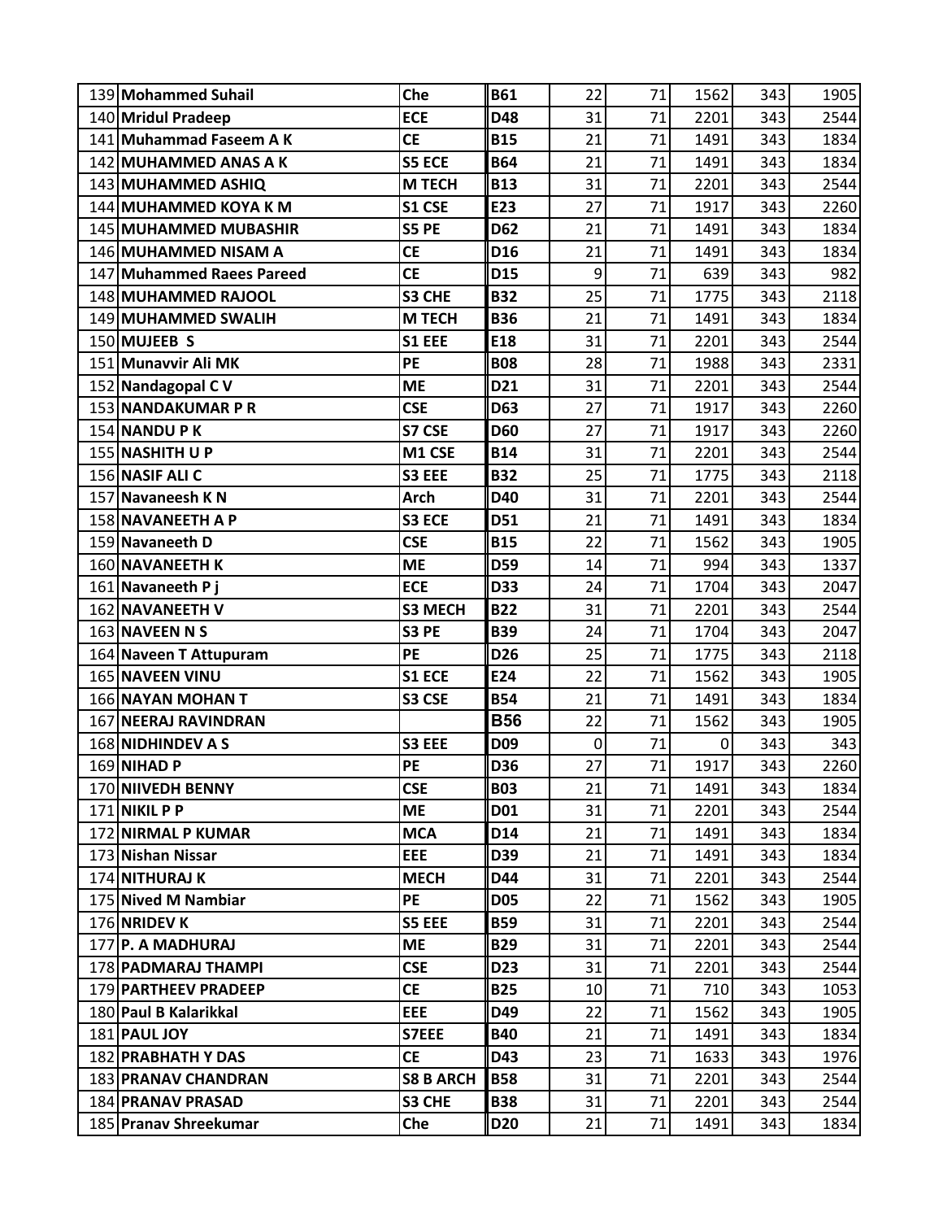| | | | | | | | | |
|---|---|---|---|---|---|---|---|---|
| 139 | **Mohammed Suhail** | **Che** | **B61** | 22 | 71 | 1562 | 343 | 1905 |
| 140 | **Mridul Pradeep** | **ECE** | **D48** | 31 | 71 | 2201 | 343 | 2544 |
| 141 | **Muhammad Faseem A K** | **CE** | **B15** | 21 | 71 | 1491 | 343 | 1834 |
| 142 | **MUHAMMED ANAS A K** | **S5 ECE** | **B64** | 21 | 71 | 1491 | 343 | 1834 |
| 143 | **MUHAMMED ASHIQ** | **M TECH** | **B13** | 31 | 71 | 2201 | 343 | 2544 |
| 144 | **MUHAMMED KOYA K M** | **S1 CSE** | **E23** | 27 | 71 | 1917 | 343 | 2260 |
| 145 | **MUHAMMED MUBASHIR** | **S5 PE** | **D62** | 21 | 71 | 1491 | 343 | 1834 |
| 146 | **MUHAMMED NISAM A** | **CE** | **D16** | 21 | 71 | 1491 | 343 | 1834 |
| 147 | **Muhammed Raees Pareed** | **CE** | **D15** | 9 | 71 | 639 | 343 | 982 |
| 148 | **MUHAMMED RAJOOL** | **S3 CHE** | **B32** | 25 | 71 | 1775 | 343 | 2118 |
| 149 | **MUHAMMED SWALIH** | **M TECH** | **B36** | 21 | 71 | 1491 | 343 | 1834 |
| 150 | **MUJEEB S** | **S1 EEE** | **E18** | 31 | 71 | 2201 | 343 | 2544 |
| 151 | **Munavvir Ali MK** | **PE** | **B08** | 28 | 71 | 1988 | 343 | 2331 |
| 152 | **Nandagopal C V** | **ME** | **D21** | 31 | 71 | 2201 | 343 | 2544 |
| 153 | **NANDAKUMAR P R** | **CSE** | **D63** | 27 | 71 | 1917 | 343 | 2260 |
| 154 | **NANDU P K** | **S7 CSE** | **D60** | 27 | 71 | 1917 | 343 | 2260 |
| 155 | **NASHITH U P** | **M1 CSE** | **B14** | 31 | 71 | 2201 | 343 | 2544 |
| 156 | **NASIF ALI C** | **S3 EEE** | **B32** | 25 | 71 | 1775 | 343 | 2118 |
| 157 | **Navaneesh K N** | **Arch** | **D40** | 31 | 71 | 2201 | 343 | 2544 |
| 158 | **NAVANEETH A P** | **S3 ECE** | **D51** | 21 | 71 | 1491 | 343 | 1834 |
| 159 | **Navaneeth D** | **CSE** | **B15** | 22 | 71 | 1562 | 343 | 1905 |
| 160 | **NAVANEETH K** | **ME** | **D59** | 14 | 71 | 994 | 343 | 1337 |
| 161 | **Navaneeth P j** | **ECE** | **D33** | 24 | 71 | 1704 | 343 | 2047 |
| 162 | **NAVANEETH V** | **S3 MECH** | **B22** | 31 | 71 | 2201 | 343 | 2544 |
| 163 | **NAVEEN N S** | **S3 PE** | **B39** | 24 | 71 | 1704 | 343 | 2047 |
| 164 | **Naveen T Attupuram** | **PE** | **D26** | 25 | 71 | 1775 | 343 | 2118 |
| 165 | **NAVEEN VINU** | **S1 ECE** | **E24** | 22 | 71 | 1562 | 343 | 1905 |
| 166 | **NAYAN MOHAN T** | **S3 CSE** | **B54** | 21 | 71 | 1491 | 343 | 1834 |
| 167 | **NEERAJ RAVINDRAN** | | **B56** | 22 | 71 | 1562 | 343 | 1905 |
| 168 | **NIDHINDEV A S** | **S3 EEE** | **D09** | 0 | 71 | 0 | 343 | 343 |
| 169 | **NIHAD P** | **PE** | **D36** | 27 | 71 | 1917 | 343 | 2260 |
| 170 | **NIIVEDH BENNY** | **CSE** | **B03** | 21 | 71 | 1491 | 343 | 1834 |
| 171 | **NIKIL P P** | **ME** | **D01** | 31 | 71 | 2201 | 343 | 2544 |
| 172 | **NIRMAL P KUMAR** | **MCA** | **D14** | 21 | 71 | 1491 | 343 | 1834 |
| 173 | **Nishan Nissar** | **EEE** | **D39** | 21 | 71 | 1491 | 343 | 1834 |
| 174 | **NITHURAJ K** | **MECH** | **D44** | 31 | 71 | 2201 | 343 | 2544 |
| 175 | **Nived M Nambiar** | **PE** | **D05** | 22 | 71 | 1562 | 343 | 1905 |
| 176 | **NRIDEV K** | **S5 EEE** | **B59** | 31 | 71 | 2201 | 343 | 2544 |
| 177 | **P. A MADHURAJ** | **ME** | **B29** | 31 | 71 | 2201 | 343 | 2544 |
| 178 | **PADMARAJ THAMPI** | **CSE** | **D23** | 31 | 71 | 2201 | 343 | 2544 |
| 179 | **PARTHEEV PRADEEP** | **CE** | **B25** | 10 | 71 | 710 | 343 | 1053 |
| 180 | **Paul B Kalarikkal** | **EEE** | **D49** | 22 | 71 | 1562 | 343 | 1905 |
| 181 | **PAUL JOY** | **S7EEE** | **B40** | 21 | 71 | 1491 | 343 | 1834 |
| 182 | **PRABHATH Y DAS** | **CE** | **D43** | 23 | 71 | 1633 | 343 | 1976 |
| 183 | **PRANAV CHANDRAN** | **S8 B ARCH** | **B58** | 31 | 71 | 2201 | 343 | 2544 |
| 184 | **PRANAV PRASAD** | **S3 CHE** | **B38** | 31 | 71 | 2201 | 343 | 2544 |
| 185 | **Pranav Shreekumar** | **Che** | **D20** | 21 | 71 | 1491 | 343 | 1834 |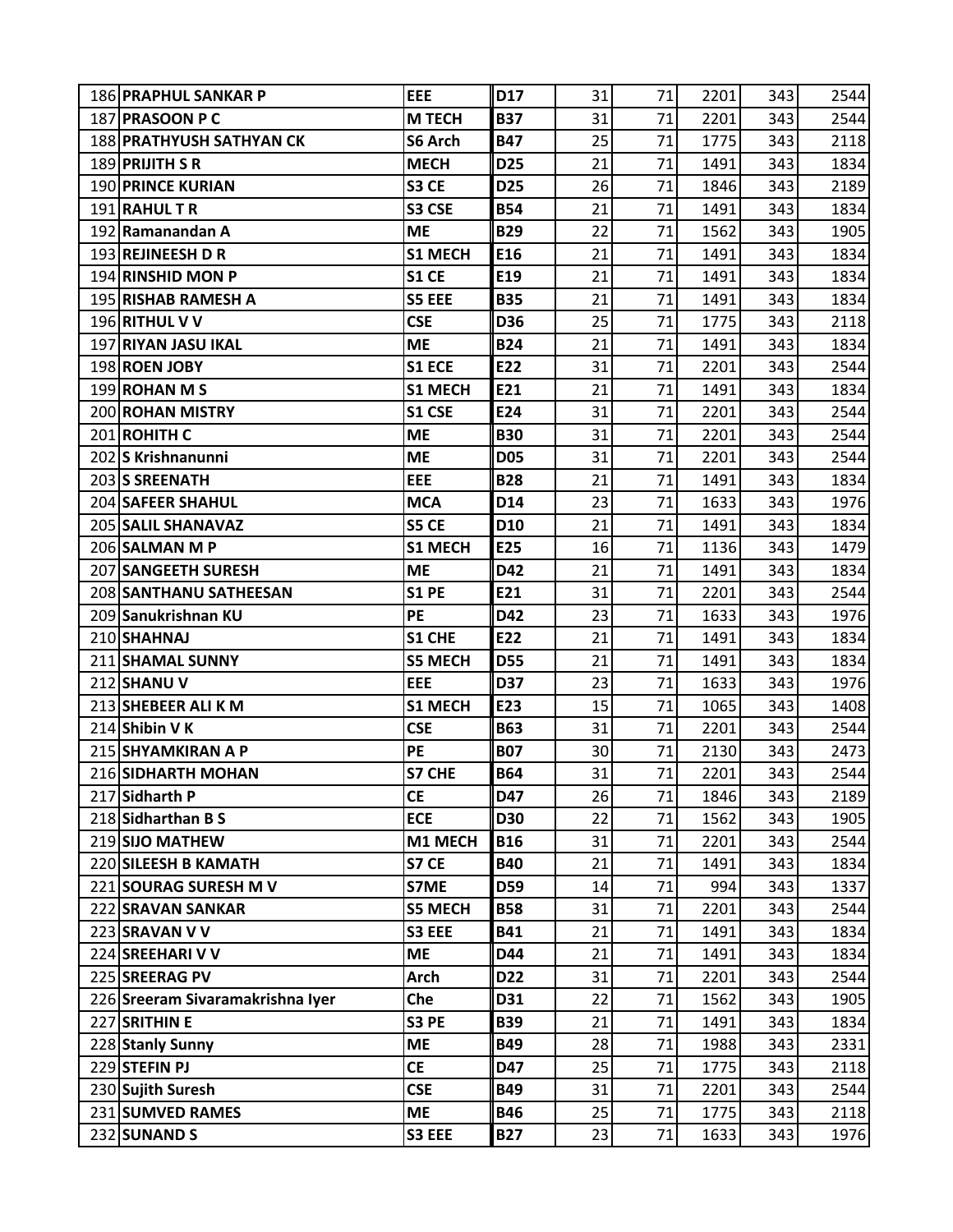| | | | | | | | | |
|---|---|---|---|---|---|---|---|---|
| 186 | **PRAPHUL SANKAR P** | **EEE** | **D17** | 31 | 71 | 2201 | 343 | 2544 |
| 187 | **PRASOON P C** | **M TECH** | **B37** | 31 | 71 | 2201 | 343 | 2544 |
| 188 | **PRATHYUSH SATHYAN CK** | **S6 Arch** | **B47** | 25 | 71 | 1775 | 343 | 2118 |
| 189 | **PRIJITH S R** | **MECH** | **D25** | 21 | 71 | 1491 | 343 | 1834 |
| 190 | **PRINCE KURIAN** | **S3 CE** | **D25** | 26 | 71 | 1846 | 343 | 2189 |
| 191 | **RAHUL T R** | **S3 CSE** | **B54** | 21 | 71 | 1491 | 343 | 1834 |
| 192 | **Ramanandan A** | **ME** | **B29** | 22 | 71 | 1562 | 343 | 1905 |
| 193 | **REJINEESH D R** | **S1 MECH** | **E16** | 21 | 71 | 1491 | 343 | 1834 |
| 194 | **RINSHID MON P** | **S1 CE** | **E19** | 21 | 71 | 1491 | 343 | 1834 |
| 195 | **RISHAB RAMESH A** | **S5 EEE** | **B35** | 21 | 71 | 1491 | 343 | 1834 |
| 196 | **RITHUL V V** | **CSE** | **D36** | 25 | 71 | 1775 | 343 | 2118 |
| 197 | **RIYAN JASU IKAL** | **ME** | **B24** | 21 | 71 | 1491 | 343 | 1834 |
| 198 | **ROEN JOBY** | **S1 ECE** | **E22** | 31 | 71 | 2201 | 343 | 2544 |
| 199 | **ROHAN M S** | **S1 MECH** | **E21** | 21 | 71 | 1491 | 343 | 1834 |
| 200 | **ROHAN MISTRY** | **S1 CSE** | **E24** | 31 | 71 | 2201 | 343 | 2544 |
| 201 | **ROHITH C** | **ME** | **B30** | 31 | 71 | 2201 | 343 | 2544 |
| 202 | **S Krishnanunni** | **ME** | **D05** | 31 | 71 | 2201 | 343 | 2544 |
| 203 | **S SREENATH** | **EEE** | **B28** | 21 | 71 | 1491 | 343 | 1834 |
| 204 | **SAFEER SHAHUL** | **MCA** | **D14** | 23 | 71 | 1633 | 343 | 1976 |
| 205 | **SALIL SHANAVAZ** | **S5 CE** | **D10** | 21 | 71 | 1491 | 343 | 1834 |
| 206 | **SALMAN M P** | **S1 MECH** | **E25** | 16 | 71 | 1136 | 343 | 1479 |
| 207 | **SANGEETH SURESH** | **ME** | **D42** | 21 | 71 | 1491 | 343 | 1834 |
| 208 | **SANTHANU SATHEESAN** | **S1 PE** | **E21** | 31 | 71 | 2201 | 343 | 2544 |
| 209 | **Sanukrishnan KU** | **PE** | **D42** | 23 | 71 | 1633 | 343 | 1976 |
| 210 | **SHAHNAJ** | **S1 CHE** | **E22** | 21 | 71 | 1491 | 343 | 1834 |
| 211 | **SHAMAL SUNNY** | **S5 MECH** | **D55** | 21 | 71 | 1491 | 343 | 1834 |
| 212 | **SHANU V** | **EEE** | **D37** | 23 | 71 | 1633 | 343 | 1976 |
| 213 | **SHEBEER ALI K M** | **S1 MECH** | **E23** | 15 | 71 | 1065 | 343 | 1408 |
| 214 | **Shibin V K** | **CSE** | **B63** | 31 | 71 | 2201 | 343 | 2544 |
| 215 | **SHYAMKIRAN A P** | **PE** | **B07** | 30 | 71 | 2130 | 343 | 2473 |
| 216 | **SIDHARTH MOHAN** | **S7 CHE** | **B64** | 31 | 71 | 2201 | 343 | 2544 |
| 217 | **Sidharth P** | **CE** | **D47** | 26 | 71 | 1846 | 343 | 2189 |
| 218 | **Sidharthan B S** | **ECE** | **D30** | 22 | 71 | 1562 | 343 | 1905 |
| 219 | **SIJO MATHEW** | **M1 MECH** | **B16** | 31 | 71 | 2201 | 343 | 2544 |
| 220 | **SILEESH B KAMATH** | **S7 CE** | **B40** | 21 | 71 | 1491 | 343 | 1834 |
| 221 | **SOURAG SURESH M V** | **S7ME** | **D59** | 14 | 71 | 994 | 343 | 1337 |
| 222 | **SRAVAN SANKAR** | **S5 MECH** | **B58** | 31 | 71 | 2201 | 343 | 2544 |
| 223 | **SRAVAN V V** | **S3 EEE** | **B41** | 21 | 71 | 1491 | 343 | 1834 |
| 224 | **SREEHARI V V** | **ME** | **D44** | 21 | 71 | 1491 | 343 | 1834 |
| 225 | **SREERAG PV** | **Arch** | **D22** | 31 | 71 | 2201 | 343 | 2544 |
| 226 | **Sreeram Sivaramakrishna Iyer** | **Che** | **D31** | 22 | 71 | 1562 | 343 | 1905 |
| 227 | **SRITHIN E** | **S3 PE** | **B39** | 21 | 71 | 1491 | 343 | 1834 |
| 228 | **Stanly Sunny** | **ME** | **B49** | 28 | 71 | 1988 | 343 | 2331 |
| 229 | **STEFIN PJ** | **CE** | **D47** | 25 | 71 | 1775 | 343 | 2118 |
| 230 | **Sujith Suresh** | **CSE** | **B49** | 31 | 71 | 2201 | 343 | 2544 |
| 231 | **SUMVED RAMES** | **ME** | **B46** | 25 | 71 | 1775 | 343 | 2118 |
| 232 | **SUNAND S** | **S3 EEE** | **B27** | 23 | 71 | 1633 | 343 | 1976 |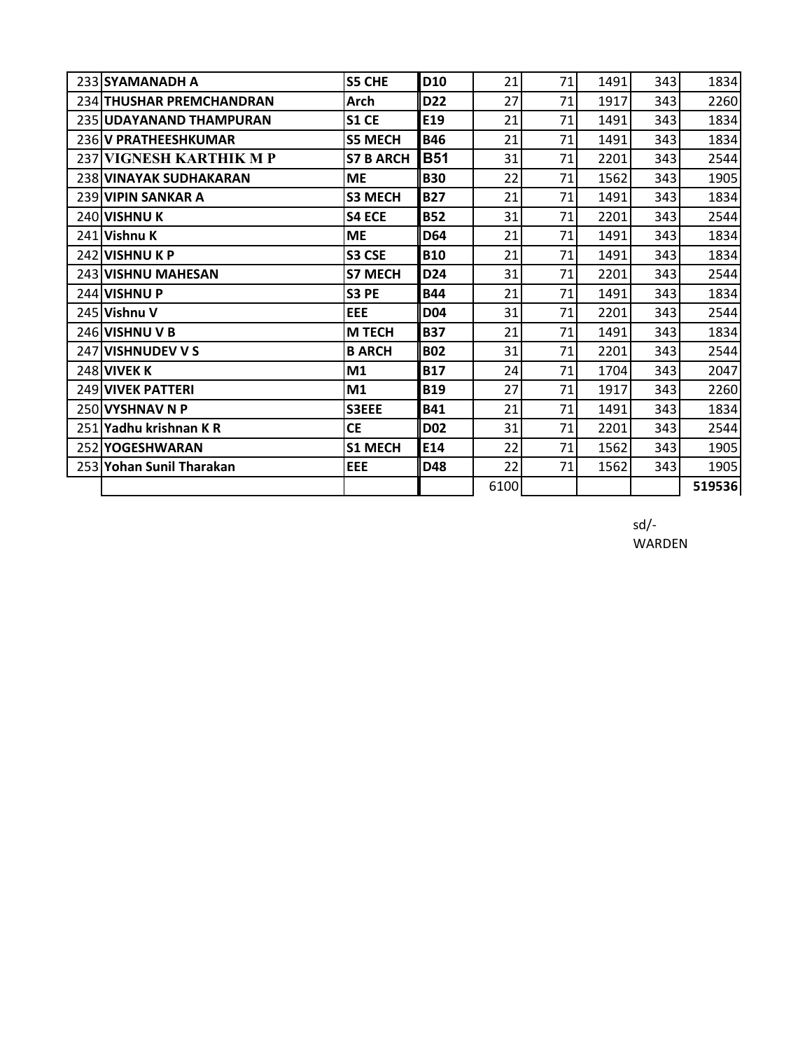| | | | | | | | | |
|---|---|---|---|---|---|---|---|---|
| 233 | **SYAMANADH A** | **S5 CHE** | **D10** | 21 | 71 | 1491 | 343 | 1834 |
| 234 | **THUSHAR PREMCHANDRAN** | **Arch** | **D22** | 27 | 71 | 1917 | 343 | 2260 |
| 235 | **UDAYANAND THAMPURAN** | **S1 CE** | **E19** | 21 | 71 | 1491 | 343 | 1834 |
| 236 | **V PRATHEESHKUMAR** | **S5 MECH** | **B46** | 21 | 71 | 1491 | 343 | 1834 |
| 237 | **VIGNESH KARTHIK M P** | **S7 B ARCH** | **B51** | 31 | 71 | 2201 | 343 | 2544 |
| 238 | **VINAYAK SUDHAKARAN** | **ME** | **B30** | 22 | 71 | 1562 | 343 | 1905 |
| 239 | **VIPIN SANKAR A** | **S3 MECH** | **B27** | 21 | 71 | 1491 | 343 | 1834 |
| 240 | **VISHNU K** | **S4 ECE** | **B52** | 31 | 71 | 2201 | 343 | 2544 |
| 241 | **Vishnu K** | **ME** | **D64** | 21 | 71 | 1491 | 343 | 1834 |
| 242 | **VISHNU K P** | **S3 CSE** | **B10** | 21 | 71 | 1491 | 343 | 1834 |
| 243 | **VISHNU MAHESAN** | **S7 MECH** | **D24** | 31 | 71 | 2201 | 343 | 2544 |
| 244 | **VISHNU P** | **S3 PE** | **B44** | 21 | 71 | 1491 | 343 | 1834 |
| 245 | **Vishnu V** | **EEE** | **D04** | 31 | 71 | 2201 | 343 | 2544 |
| 246 | **VISHNU V B** | **M TECH** | **B37** | 21 | 71 | 1491 | 343 | 1834 |
| 247 | **VISHNUDEV V S** | **B ARCH** | **B02** | 31 | 71 | 2201 | 343 | 2544 |
| 248 | **VIVEK K** | **M1** | **B17** | 24 | 71 | 1704 | 343 | 2047 |
| 249 | **VIVEK PATTERI** | **M1** | **B19** | 27 | 71 | 1917 | 343 | 2260 |
| 250 | **VYSHNAV N P** | **S3EEE** | **B41** | 21 | 71 | 1491 | 343 | 1834 |
| 251 | **Yadhu krishnan K R** | **CE** | **D02** | 31 | 71 | 2201 | 343 | 2544 |
| 252 | **YOGESHWARAN** | **S1 MECH** | **E14** | 22 | 71 | 1562 | 343 | 1905 |
| 253 | **Yohan Sunil Tharakan** | **EEE** | **D48** | 22 | 71 | 1562 | 343 | 1905 |
| | | | | 6100 | | | | **519536** |

sd/-
WARDEN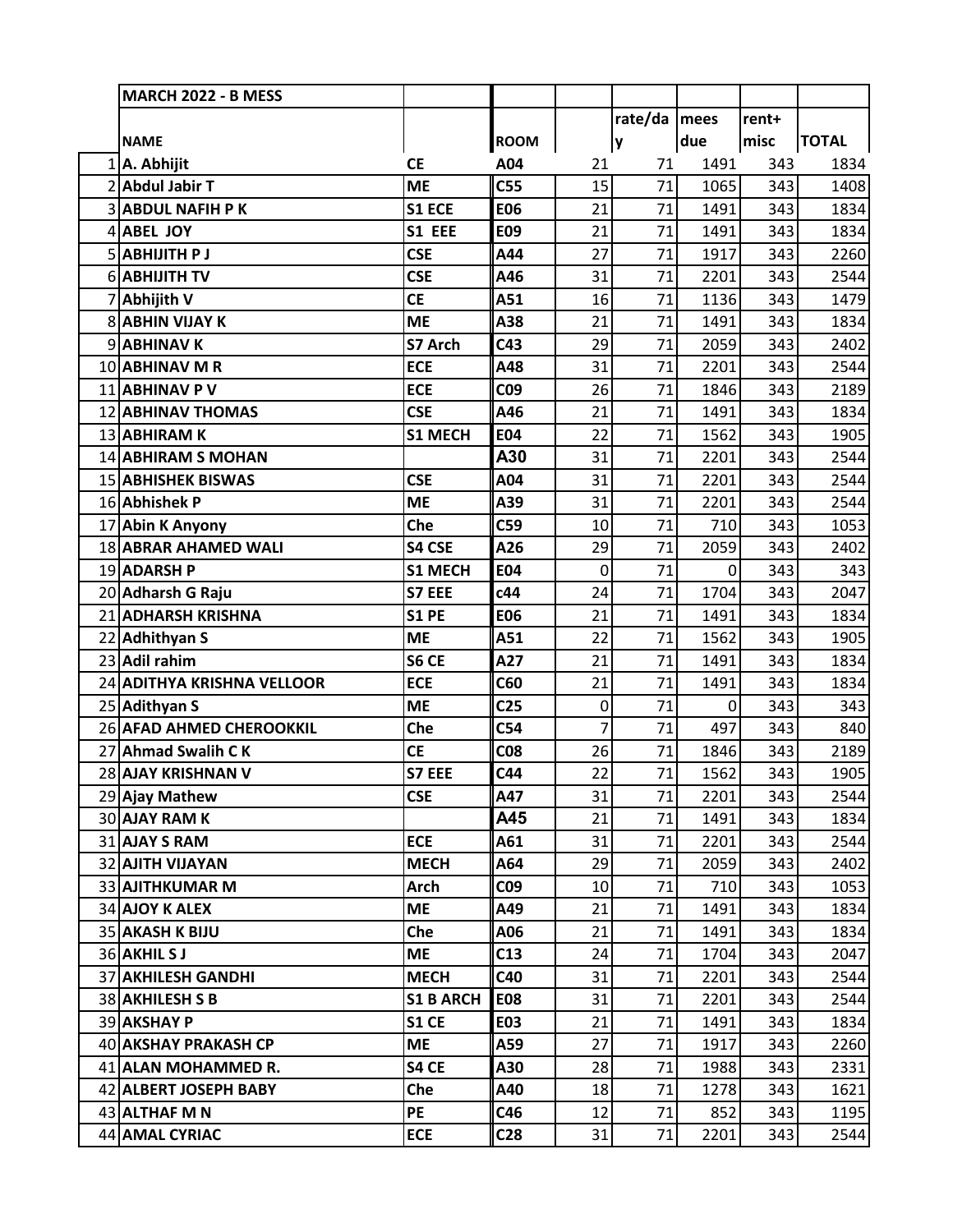| | MARCH 2022 - B MESS | | | | | | | |
|---|---|---|---|---|---|---|---|---|
| | NAME | | ROOM | | rate/day | mees due | rent+ misc | TOTAL |
| 1 | A. Abhijit | CE | A04 | 21 | 71 | 1491 | 343 | 1834 |
| 2 | Abdul Jabir T | ME | C55 | 15 | 71 | 1065 | 343 | 1408 |
| 3 | ABDUL NAFIH P K | S1 ECE | E06 | 21 | 71 | 1491 | 343 | 1834 |
| 4 | ABEL JOY | S1 EEE | E09 | 21 | 71 | 1491 | 343 | 1834 |
| 5 | ABHIJITH P J | CSE | A44 | 27 | 71 | 1917 | 343 | 2260 |
| 6 | ABHIJITH TV | CSE | A46 | 31 | 71 | 2201 | 343 | 2544 |
| 7 | Abhijith V | CE | A51 | 16 | 71 | 1136 | 343 | 1479 |
| 8 | ABHIN VIJAY K | ME | A38 | 21 | 71 | 1491 | 343 | 1834 |
| 9 | ABHINAV K | S7 Arch | C43 | 29 | 71 | 2059 | 343 | 2402 |
| 10 | ABHINAV M R | ECE | A48 | 31 | 71 | 2201 | 343 | 2544 |
| 11 | ABHINAV P V | ECE | C09 | 26 | 71 | 1846 | 343 | 2189 |
| 12 | ABHINAV THOMAS | CSE | A46 | 21 | 71 | 1491 | 343 | 1834 |
| 13 | ABHIRAM K | S1 MECH | E04 | 22 | 71 | 1562 | 343 | 1905 |
| 14 | ABHIRAM S MOHAN | | A30 | 31 | 71 | 2201 | 343 | 2544 |
| 15 | ABHISHEK BISWAS | CSE | A04 | 31 | 71 | 2201 | 343 | 2544 |
| 16 | Abhishek P | ME | A39 | 31 | 71 | 2201 | 343 | 2544 |
| 17 | Abin K Anyony | Che | C59 | 10 | 71 | 710 | 343 | 1053 |
| 18 | ABRAR AHAMED WALI | S4 CSE | A26 | 29 | 71 | 2059 | 343 | 2402 |
| 19 | ADARSH P | S1 MECH | E04 | 0 | 71 | 0 | 343 | 343 |
| 20 | Adharsh G Raju | S7 EEE | c44 | 24 | 71 | 1704 | 343 | 2047 |
| 21 | ADHARSH KRISHNA | S1 PE | E06 | 21 | 71 | 1491 | 343 | 1834 |
| 22 | Adhithyan S | ME | A51 | 22 | 71 | 1562 | 343 | 1905 |
| 23 | Adil rahim | S6 CE | A27 | 21 | 71 | 1491 | 343 | 1834 |
| 24 | ADITHYA KRISHNA VELLOOR | ECE | C60 | 21 | 71 | 1491 | 343 | 1834 |
| 25 | Adithyan S | ME | C25 | 0 | 71 | 0 | 343 | 343 |
| 26 | AFAD AHMED CHEROOKKIL | Che | C54 | 7 | 71 | 497 | 343 | 840 |
| 27 | Ahmad Swalih C K | CE | C08 | 26 | 71 | 1846 | 343 | 2189 |
| 28 | AJAY KRISHNAN V | S7 EEE | C44 | 22 | 71 | 1562 | 343 | 1905 |
| 29 | Ajay Mathew | CSE | A47 | 31 | 71 | 2201 | 343 | 2544 |
| 30 | AJAY RAM K | | A45 | 21 | 71 | 1491 | 343 | 1834 |
| 31 | AJAY S RAM | ECE | A61 | 31 | 71 | 2201 | 343 | 2544 |
| 32 | AJITH VIJAYAN | MECH | A64 | 29 | 71 | 2059 | 343 | 2402 |
| 33 | AJITHKUMAR M | Arch | C09 | 10 | 71 | 710 | 343 | 1053 |
| 34 | AJOY K ALEX | ME | A49 | 21 | 71 | 1491 | 343 | 1834 |
| 35 | AKASH K BIJU | Che | A06 | 21 | 71 | 1491 | 343 | 1834 |
| 36 | AKHIL S J | ME | C13 | 24 | 71 | 1704 | 343 | 2047 |
| 37 | AKHILESH GANDHI | MECH | C40 | 31 | 71 | 2201 | 343 | 2544 |
| 38 | AKHILESH S B | S1 B ARCH | E08 | 31 | 71 | 2201 | 343 | 2544 |
| 39 | AKSHAY P | S1 CE | E03 | 21 | 71 | 1491 | 343 | 1834 |
| 40 | AKSHAY PRAKASH CP | ME | A59 | 27 | 71 | 1917 | 343 | 2260 |
| 41 | ALAN MOHAMMED R. | S4 CE | A30 | 28 | 71 | 1988 | 343 | 2331 |
| 42 | ALBERT JOSEPH BABY | Che | A40 | 18 | 71 | 1278 | 343 | 1621 |
| 43 | ALTHAF M N | PE | C46 | 12 | 71 | 852 | 343 | 1195 |
| 44 | AMAL CYRIAC | ECE | C28 | 31 | 71 | 2201 | 343 | 2544 |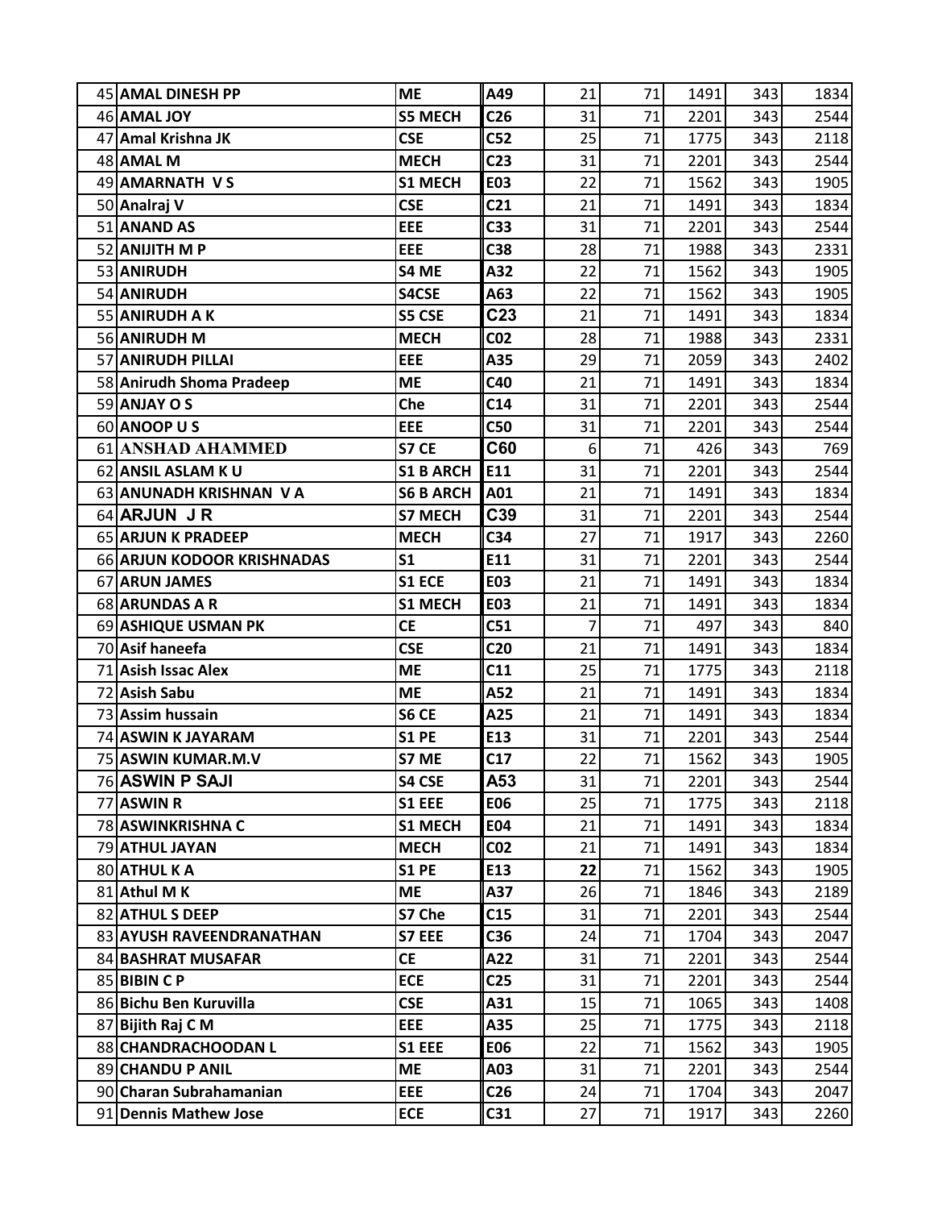| | | | | | | | | |
|---|---|---|---|---|---|---|---|---|
| 45 | AMAL DINESH PP | ME | A49 | 21 | 71 | 1491 | 343 | 1834 |
| 46 | AMAL JOY | S5 MECH | C26 | 31 | 71 | 2201 | 343 | 2544 |
| 47 | Amal Krishna JK | CSE | C52 | 25 | 71 | 1775 | 343 | 2118 |
| 48 | AMAL M | MECH | C23 | 31 | 71 | 2201 | 343 | 2544 |
| 49 | AMARNATH V S | S1 MECH | E03 | 22 | 71 | 1562 | 343 | 1905 |
| 50 | Analraj V | CSE | C21 | 21 | 71 | 1491 | 343 | 1834 |
| 51 | ANAND AS | EEE | C33 | 31 | 71 | 2201 | 343 | 2544 |
| 52 | ANIJITH M P | EEE | C38 | 28 | 71 | 1988 | 343 | 2331 |
| 53 | ANIRUDH | S4 ME | A32 | 22 | 71 | 1562 | 343 | 1905 |
| 54 | ANIRUDH | S4CSE | A63 | 22 | 71 | 1562 | 343 | 1905 |
| 55 | ANIRUDH A K | S5 CSE | C23 | 21 | 71 | 1491 | 343 | 1834 |
| 56 | ANIRUDH M | MECH | C02 | 28 | 71 | 1988 | 343 | 2331 |
| 57 | ANIRUDH PILLAI | EEE | A35 | 29 | 71 | 2059 | 343 | 2402 |
| 58 | Anirudh Shoma Pradeep | ME | C40 | 21 | 71 | 1491 | 343 | 1834 |
| 59 | ANJAY O S | Che | C14 | 31 | 71 | 2201 | 343 | 2544 |
| 60 | ANOOP U S | EEE | C50 | 31 | 71 | 2201 | 343 | 2544 |
| 61 | ANSHAD AHAMMED | S7 CE | C60 | 6 | 71 | 426 | 343 | 769 |
| 62 | ANSIL ASLAM K U | S1 B ARCH | E11 | 31 | 71 | 2201 | 343 | 2544 |
| 63 | ANUNADH KRISHNAN V A | S6 B ARCH | A01 | 21 | 71 | 1491 | 343 | 1834 |
| 64 | ARJUN J R | S7 MECH | C39 | 31 | 71 | 2201 | 343 | 2544 |
| 65 | ARJUN K PRADEEP | MECH | C34 | 27 | 71 | 1917 | 343 | 2260 |
| 66 | ARJUN KODOOR KRISHNADAS | S1 | E11 | 31 | 71 | 2201 | 343 | 2544 |
| 67 | ARUN JAMES | S1 ECE | E03 | 21 | 71 | 1491 | 343 | 1834 |
| 68 | ARUNDAS A R | S1 MECH | E03 | 21 | 71 | 1491 | 343 | 1834 |
| 69 | ASHIQUE USMAN PK | CE | C51 | 7 | 71 | 497 | 343 | 840 |
| 70 | Asif haneefa | CSE | C20 | 21 | 71 | 1491 | 343 | 1834 |
| 71 | Asish Issac Alex | ME | C11 | 25 | 71 | 1775 | 343 | 2118 |
| 72 | Asish Sabu | ME | A52 | 21 | 71 | 1491 | 343 | 1834 |
| 73 | Assim hussain | S6 CE | A25 | 21 | 71 | 1491 | 343 | 1834 |
| 74 | ASWIN K JAYARAM | S1 PE | E13 | 31 | 71 | 2201 | 343 | 2544 |
| 75 | ASWIN KUMAR.M.V | S7 ME | C17 | 22 | 71 | 1562 | 343 | 1905 |
| 76 | ASWIN P SAJI | S4 CSE | A53 | 31 | 71 | 2201 | 343 | 2544 |
| 77 | ASWIN R | S1 EEE | E06 | 25 | 71 | 1775 | 343 | 2118 |
| 78 | ASWINKRISHNA C | S1 MECH | E04 | 21 | 71 | 1491 | 343 | 1834 |
| 79 | ATHUL JAYAN | MECH | C02 | 21 | 71 | 1491 | 343 | 1834 |
| 80 | ATHUL K A | S1 PE | E13 | 22 | 71 | 1562 | 343 | 1905 |
| 81 | Athul M K | ME | A37 | 26 | 71 | 1846 | 343 | 2189 |
| 82 | ATHUL S DEEP | S7 Che | C15 | 31 | 71 | 2201 | 343 | 2544 |
| 83 | AYUSH RAVEENDRANATHAN | S7 EEE | C36 | 24 | 71 | 1704 | 343 | 2047 |
| 84 | BASHRAT MUSAFAR | CE | A22 | 31 | 71 | 2201 | 343 | 2544 |
| 85 | BIBIN C P | ECE | C25 | 31 | 71 | 2201 | 343 | 2544 |
| 86 | Bichu Ben Kuruvilla | CSE | A31 | 15 | 71 | 1065 | 343 | 1408 |
| 87 | Bijith Raj C M | EEE | A35 | 25 | 71 | 1775 | 343 | 2118 |
| 88 | CHANDRACHOODAN L | S1 EEE | E06 | 22 | 71 | 1562 | 343 | 1905 |
| 89 | CHANDU P ANIL | ME | A03 | 31 | 71 | 2201 | 343 | 2544 |
| 90 | Charan Subrahamanian | EEE | C26 | 24 | 71 | 1704 | 343 | 2047 |
| 91 | Dennis Mathew Jose | ECE | C31 | 27 | 71 | 1917 | 343 | 2260 |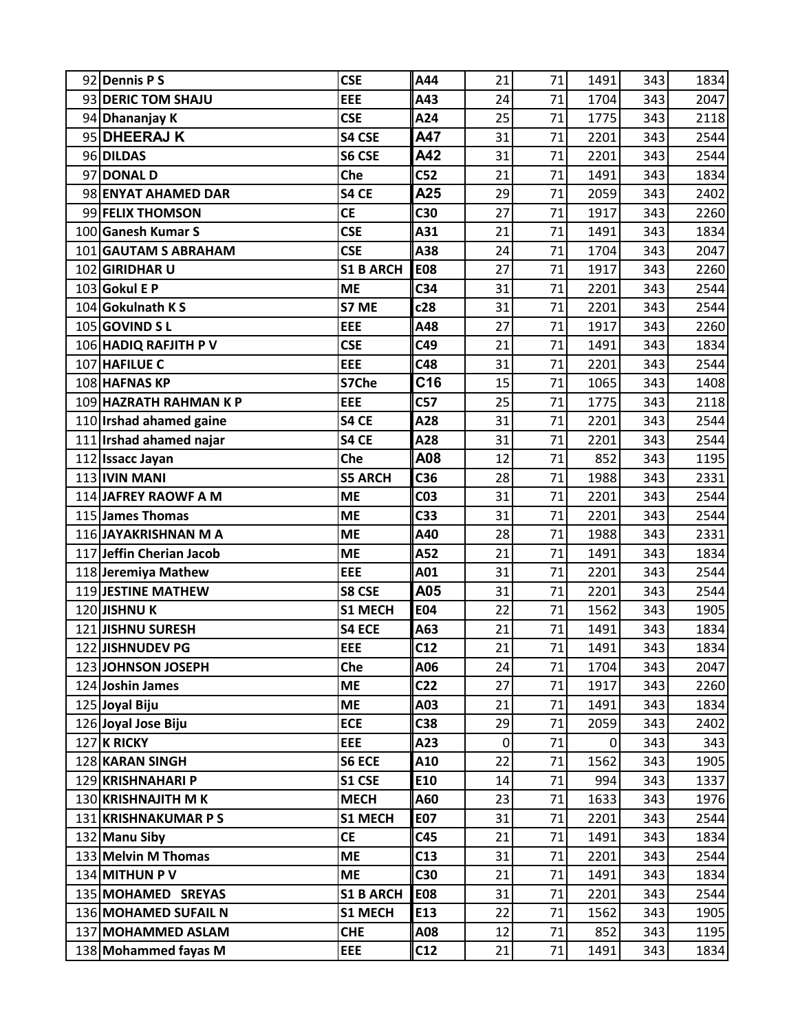| | | | | | | | | |
|---|---|---|---|---|---|---|---|---|
| 92 | Dennis P S | CSE | A44 | 21 | 71 | 1491 | 343 | 1834 |
| 93 | DERIC TOM SHAJU | EEE | A43 | 24 | 71 | 1704 | 343 | 2047 |
| 94 | Dhananjay K | CSE | A24 | 25 | 71 | 1775 | 343 | 2118 |
| 95 | DHEERAJ K | S4 CSE | A47 | 31 | 71 | 2201 | 343 | 2544 |
| 96 | DILDAS | S6 CSE | A42 | 31 | 71 | 2201 | 343 | 2544 |
| 97 | DONAL D | Che | C52 | 21 | 71 | 1491 | 343 | 1834 |
| 98 | ENYAT AHAMED DAR | S4 CE | A25 | 29 | 71 | 2059 | 343 | 2402 |
| 99 | FELIX THOMSON | CE | C30 | 27 | 71 | 1917 | 343 | 2260 |
| 100 | Ganesh Kumar S | CSE | A31 | 21 | 71 | 1491 | 343 | 1834 |
| 101 | GAUTAM S ABRAHAM | CSE | A38 | 24 | 71 | 1704 | 343 | 2047 |
| 102 | GIRIDHAR U | S1 B ARCH | E08 | 27 | 71 | 1917 | 343 | 2260 |
| 103 | Gokul E P | ME | C34 | 31 | 71 | 2201 | 343 | 2544 |
| 104 | Gokulnath K S | S7 ME | c28 | 31 | 71 | 2201 | 343 | 2544 |
| 105 | GOVIND S L | EEE | A48 | 27 | 71 | 1917 | 343 | 2260 |
| 106 | HADIQ RAFJITH P V | CSE | C49 | 21 | 71 | 1491 | 343 | 1834 |
| 107 | HAFILUE C | EEE | C48 | 31 | 71 | 2201 | 343 | 2544 |
| 108 | HAFNAS KP | S7Che | C16 | 15 | 71 | 1065 | 343 | 1408 |
| 109 | HAZRATH RAHMAN K P | EEE | C57 | 25 | 71 | 1775 | 343 | 2118 |
| 110 | Irshad ahamed gaine | S4 CE | A28 | 31 | 71 | 2201 | 343 | 2544 |
| 111 | Irshad ahamed najar | S4 CE | A28 | 31 | 71 | 2201 | 343 | 2544 |
| 112 | Issacc Jayan | Che | A08 | 12 | 71 | 852 | 343 | 1195 |
| 113 | IVIN MANI | S5 ARCH | C36 | 28 | 71 | 1988 | 343 | 2331 |
| 114 | JAFREY RAOWF A M | ME | C03 | 31 | 71 | 2201 | 343 | 2544 |
| 115 | James Thomas | ME | C33 | 31 | 71 | 2201 | 343 | 2544 |
| 116 | JAYAKRISHNAN M A | ME | A40 | 28 | 71 | 1988 | 343 | 2331 |
| 117 | Jeffin Cherian Jacob | ME | A52 | 21 | 71 | 1491 | 343 | 1834 |
| 118 | Jeremiya Mathew | EEE | A01 | 31 | 71 | 2201 | 343 | 2544 |
| 119 | JESTINE MATHEW | S8 CSE | A05 | 31 | 71 | 2201 | 343 | 2544 |
| 120 | JISHNU K | S1 MECH | E04 | 22 | 71 | 1562 | 343 | 1905 |
| 121 | JISHNU SURESH | S4 ECE | A63 | 21 | 71 | 1491 | 343 | 1834 |
| 122 | JISHNUDEV PG | EEE | C12 | 21 | 71 | 1491 | 343 | 1834 |
| 123 | JOHNSON JOSEPH | Che | A06 | 24 | 71 | 1704 | 343 | 2047 |
| 124 | Joshin James | ME | C22 | 27 | 71 | 1917 | 343 | 2260 |
| 125 | Joyal Biju | ME | A03 | 21 | 71 | 1491 | 343 | 1834 |
| 126 | Joyal Jose Biju | ECE | C38 | 29 | 71 | 2059 | 343 | 2402 |
| 127 | K RICKY | EEE | A23 | 0 | 71 | 0 | 343 | 343 |
| 128 | KARAN SINGH | S6 ECE | A10 | 22 | 71 | 1562 | 343 | 1905 |
| 129 | KRISHNAHARI P | S1 CSE | E10 | 14 | 71 | 994 | 343 | 1337 |
| 130 | KRISHNAJITH M K | MECH | A60 | 23 | 71 | 1633 | 343 | 1976 |
| 131 | KRISHNAKUMAR P S | S1 MECH | E07 | 31 | 71 | 2201 | 343 | 2544 |
| 132 | Manu Siby | CE | C45 | 21 | 71 | 1491 | 343 | 1834 |
| 133 | Melvin M Thomas | ME | C13 | 31 | 71 | 2201 | 343 | 2544 |
| 134 | MITHUN P V | ME | C30 | 21 | 71 | 1491 | 343 | 1834 |
| 135 | MOHAMED SREYAS | S1 B ARCH | E08 | 31 | 71 | 2201 | 343 | 2544 |
| 136 | MOHAMED SUFAIL N | S1 MECH | E13 | 22 | 71 | 1562 | 343 | 1905 |
| 137 | MOHAMMED ASLAM | CHE | A08 | 12 | 71 | 852 | 343 | 1195 |
| 138 | Mohammed fayas M | EEE | C12 | 21 | 71 | 1491 | 343 | 1834 |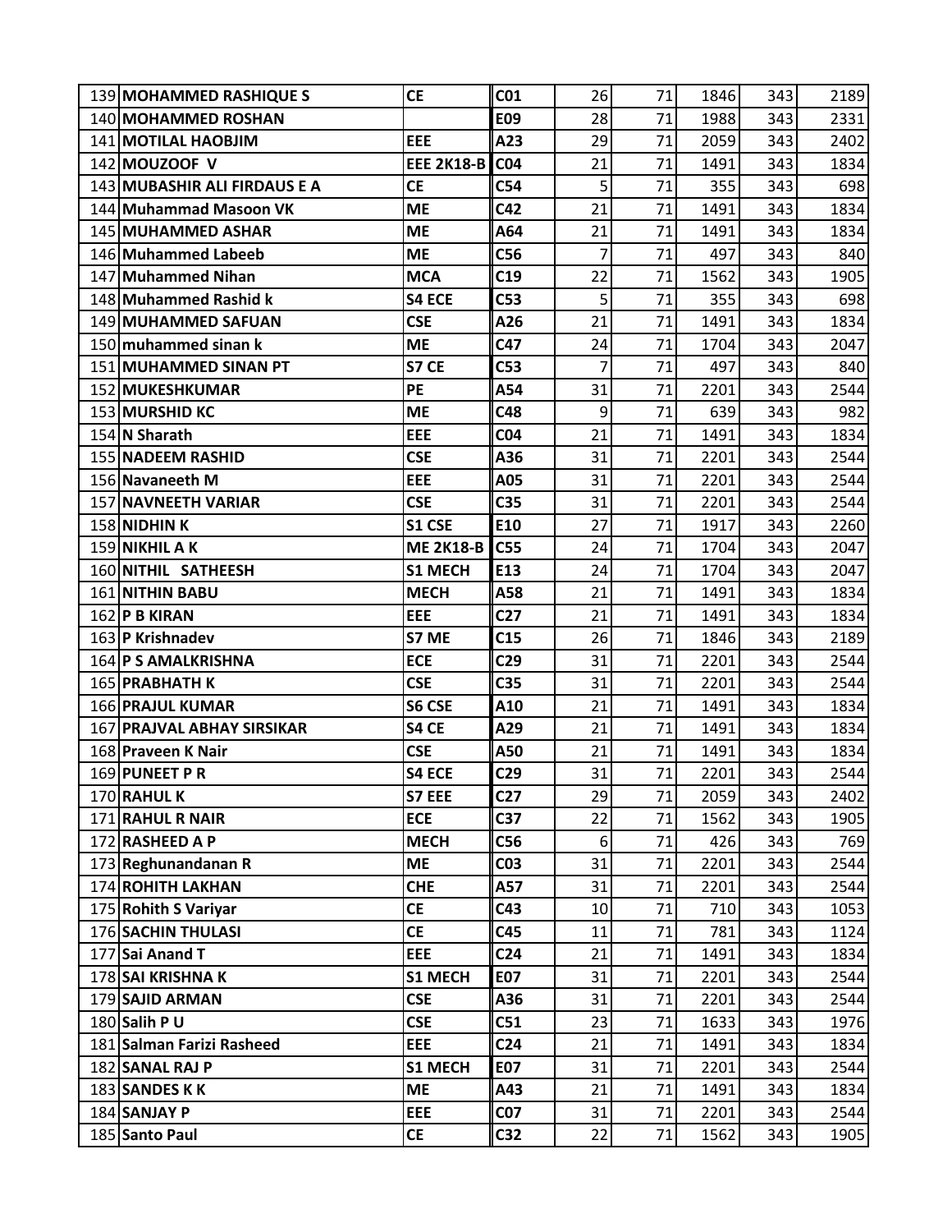| | | | | | | | | |
|---|---|---|---|---|---|---|---|---|
| 139 | MOHAMMED RASHIQUE S | CE | C01 | 26 | 71 | 1846 | 343 | 2189 |
| 140 | MOHAMMED ROSHAN | | E09 | 28 | 71 | 1988 | 343 | 2331 |
| 141 | MOTILAL HAOBJIM | EEE | A23 | 29 | 71 | 2059 | 343 | 2402 |
| 142 | MOUZOOF V | EEE 2K18-B | C04 | 21 | 71 | 1491 | 343 | 1834 |
| 143 | MUBASHIR ALI FIRDAUS E A | CE | C54 | 5 | 71 | 355 | 343 | 698 |
| 144 | Muhammad Masoon VK | ME | C42 | 21 | 71 | 1491 | 343 | 1834 |
| 145 | MUHAMMED ASHAR | ME | A64 | 21 | 71 | 1491 | 343 | 1834 |
| 146 | Muhammed Labeeb | ME | C56 | 7 | 71 | 497 | 343 | 840 |
| 147 | Muhammed Nihan | MCA | C19 | 22 | 71 | 1562 | 343 | 1905 |
| 148 | Muhammed Rashid k | S4 ECE | C53 | 5 | 71 | 355 | 343 | 698 |
| 149 | MUHAMMED SAFUAN | CSE | A26 | 21 | 71 | 1491 | 343 | 1834 |
| 150 | muhammed sinan k | ME | C47 | 24 | 71 | 1704 | 343 | 2047 |
| 151 | MUHAMMED SINAN PT | S7 CE | C53 | 7 | 71 | 497 | 343 | 840 |
| 152 | MUKESHKUMAR | PE | A54 | 31 | 71 | 2201 | 343 | 2544 |
| 153 | MURSHID KC | ME | C48 | 9 | 71 | 639 | 343 | 982 |
| 154 | N Sharath | EEE | C04 | 21 | 71 | 1491 | 343 | 1834 |
| 155 | NADEEM RASHID | CSE | A36 | 31 | 71 | 2201 | 343 | 2544 |
| 156 | Navaneeth M | EEE | A05 | 31 | 71 | 2201 | 343 | 2544 |
| 157 | NAVNEETH VARIAR | CSE | C35 | 31 | 71 | 2201 | 343 | 2544 |
| 158 | NIDHIN K | S1 CSE | E10 | 27 | 71 | 1917 | 343 | 2260 |
| 159 | NIKHIL A K | ME 2K18-B | C55 | 24 | 71 | 1704 | 343 | 2047 |
| 160 | NITHIL SATHEESH | S1 MECH | E13 | 24 | 71 | 1704 | 343 | 2047 |
| 161 | NITHIN BABU | MECH | A58 | 21 | 71 | 1491 | 343 | 1834 |
| 162 | P B KIRAN | EEE | C27 | 21 | 71 | 1491 | 343 | 1834 |
| 163 | P Krishnadev | S7 ME | C15 | 26 | 71 | 1846 | 343 | 2189 |
| 164 | P S AMALKRISHNA | ECE | C29 | 31 | 71 | 2201 | 343 | 2544 |
| 165 | PRABHATH K | CSE | C35 | 31 | 71 | 2201 | 343 | 2544 |
| 166 | PRAJUL KUMAR | S6 CSE | A10 | 21 | 71 | 1491 | 343 | 1834 |
| 167 | PRAJVAL ABHAY SIRSIKAR | S4 CE | A29 | 21 | 71 | 1491 | 343 | 1834 |
| 168 | Praveen K Nair | CSE | A50 | 21 | 71 | 1491 | 343 | 1834 |
| 169 | PUNEET P R | S4 ECE | C29 | 31 | 71 | 2201 | 343 | 2544 |
| 170 | RAHUL K | S7 EEE | C27 | 29 | 71 | 2059 | 343 | 2402 |
| 171 | RAHUL R NAIR | ECE | C37 | 22 | 71 | 1562 | 343 | 1905 |
| 172 | RASHEED A P | MECH | C56 | 6 | 71 | 426 | 343 | 769 |
| 173 | Reghunandanan R | ME | C03 | 31 | 71 | 2201 | 343 | 2544 |
| 174 | ROHITH LAKHAN | CHE | A57 | 31 | 71 | 2201 | 343 | 2544 |
| 175 | Rohith S Variyar | CE | C43 | 10 | 71 | 710 | 343 | 1053 |
| 176 | SACHIN THULASI | CE | C45 | 11 | 71 | 781 | 343 | 1124 |
| 177 | Sai Anand T | EEE | C24 | 21 | 71 | 1491 | 343 | 1834 |
| 178 | SAI KRISHNA K | S1 MECH | E07 | 31 | 71 | 2201 | 343 | 2544 |
| 179 | SAJID ARMAN | CSE | A36 | 31 | 71 | 2201 | 343 | 2544 |
| 180 | Salih P U | CSE | C51 | 23 | 71 | 1633 | 343 | 1976 |
| 181 | Salman Farizi Rasheed | EEE | C24 | 21 | 71 | 1491 | 343 | 1834 |
| 182 | SANAL RAJ P | S1 MECH | E07 | 31 | 71 | 2201 | 343 | 2544 |
| 183 | SANDES K K | ME | A43 | 21 | 71 | 1491 | 343 | 1834 |
| 184 | SANJAY P | EEE | C07 | 31 | 71 | 2201 | 343 | 2544 |
| 185 | Santo Paul | CE | C32 | 22 | 71 | 1562 | 343 | 1905 |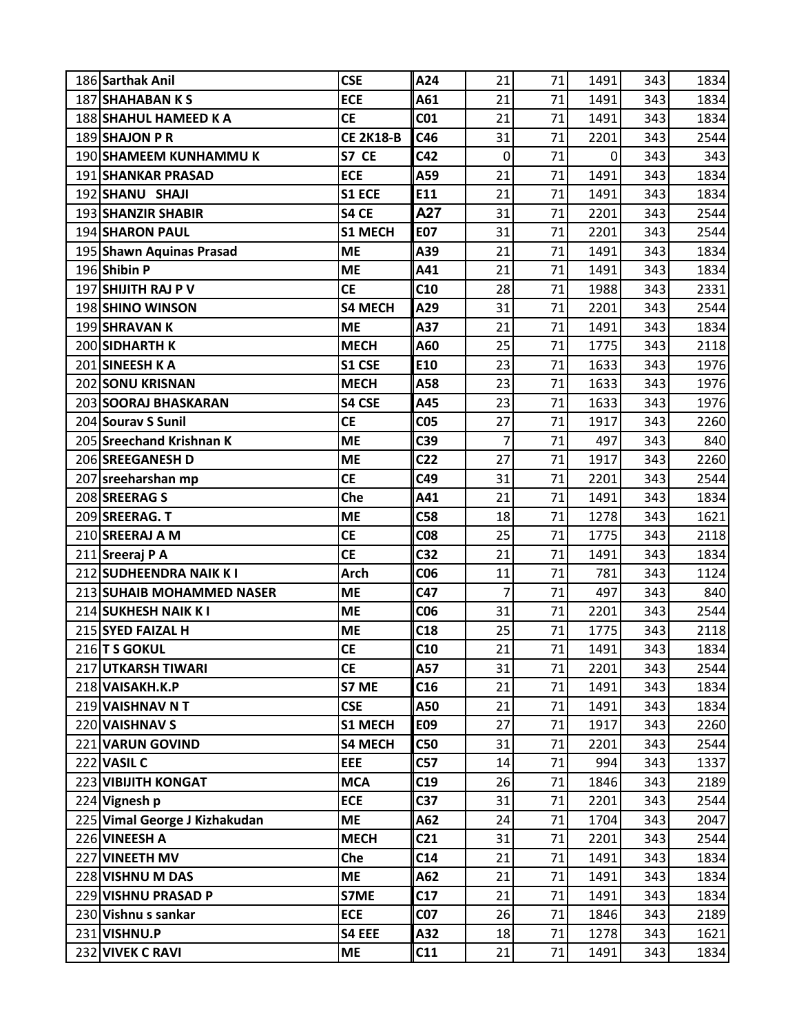| | | | | | | | | |
|---|---|---|---|---|---|---|---|---|
| 186 | **Sarthak Anil** | **CSE** | **A24** | 21 | 71 | 1491 | 343 | 1834 |
| 187 | **SHAHABAN K S** | **ECE** | **A61** | 21 | 71 | 1491 | 343 | 1834 |
| 188 | **SHAHUL HAMEED K A** | **CE** | **C01** | 21 | 71 | 1491 | 343 | 1834 |
| 189 | **SHAJON P R** | **CE 2K18-B** | **C46** | 31 | 71 | 2201 | 343 | 2544 |
| 190 | **SHAMEEM KUNHAMMU K** | **S7 CE** | **C42** | 0 | 71 | 0 | 343 | 343 |
| 191 | **SHANKAR PRASAD** | **ECE** | **A59** | 21 | 71 | 1491 | 343 | 1834 |
| 192 | **SHANU SHAJI** | **S1 ECE** | **E11** | 21 | 71 | 1491 | 343 | 1834 |
| 193 | **SHANZIR SHABIR** | **S4 CE** | **A27** | 31 | 71 | 2201 | 343 | 2544 |
| 194 | **SHARON PAUL** | **S1 MECH** | **E07** | 31 | 71 | 2201 | 343 | 2544 |
| 195 | **Shawn Aquinas Prasad** | **ME** | **A39** | 21 | 71 | 1491 | 343 | 1834 |
| 196 | **Shibin P** | **ME** | **A41** | 21 | 71 | 1491 | 343 | 1834 |
| 197 | **SHIJITH RAJ P V** | **CE** | **C10** | 28 | 71 | 1988 | 343 | 2331 |
| 198 | **SHINO WINSON** | **S4 MECH** | **A29** | 31 | 71 | 2201 | 343 | 2544 |
| 199 | **SHRAVAN K** | **ME** | **A37** | 21 | 71 | 1491 | 343 | 1834 |
| 200 | **SIDHARTH K** | **MECH** | **A60** | 25 | 71 | 1775 | 343 | 2118 |
| 201 | **SINEESH K A** | **S1 CSE** | **E10** | 23 | 71 | 1633 | 343 | 1976 |
| 202 | **SONU KRISNAN** | **MECH** | **A58** | 23 | 71 | 1633 | 343 | 1976 |
| 203 | **SOORAJ BHASKARAN** | **S4 CSE** | **A45** | 23 | 71 | 1633 | 343 | 1976 |
| 204 | **Sourav S Sunil** | **CE** | **C05** | 27 | 71 | 1917 | 343 | 2260 |
| 205 | **Sreechand Krishnan K** | **ME** | **C39** | 7 | 71 | 497 | 343 | 840 |
| 206 | **SREEGANESH D** | **ME** | **C22** | 27 | 71 | 1917 | 343 | 2260 |
| 207 | **sreeharshan mp** | **CE** | **C49** | 31 | 71 | 2201 | 343 | 2544 |
| 208 | **SREERAG S** | **Che** | **A41** | 21 | 71 | 1491 | 343 | 1834 |
| 209 | **SREERAG. T** | **ME** | **C58** | 18 | 71 | 1278 | 343 | 1621 |
| 210 | **SREERAJ A M** | **CE** | **C08** | 25 | 71 | 1775 | 343 | 2118 |
| 211 | **Sreeraj P A** | **CE** | **C32** | 21 | 71 | 1491 | 343 | 1834 |
| 212 | **SUDHEENDRA NAIK K I** | **Arch** | **C06** | 11 | 71 | 781 | 343 | 1124 |
| 213 | **SUHAIB MOHAMMED NASER** | **ME** | **C47** | 7 | 71 | 497 | 343 | 840 |
| 214 | **SUKHESH NAIK K I** | **ME** | **C06** | 31 | 71 | 2201 | 343 | 2544 |
| 215 | **SYED FAIZAL H** | **ME** | **C18** | 25 | 71 | 1775 | 343 | 2118 |
| 216 | **T S GOKUL** | **CE** | **C10** | 21 | 71 | 1491 | 343 | 1834 |
| 217 | **UTKARSH TIWARI** | **CE** | **A57** | 31 | 71 | 2201 | 343 | 2544 |
| 218 | **VAISAKH.K.P** | **S7 ME** | **C16** | 21 | 71 | 1491 | 343 | 1834 |
| 219 | **VAISHNAV N T** | **CSE** | **A50** | 21 | 71 | 1491 | 343 | 1834 |
| 220 | **VAISHNAV S** | **S1 MECH** | **E09** | 27 | 71 | 1917 | 343 | 2260 |
| 221 | **VARUN GOVIND** | **S4 MECH** | **C50** | 31 | 71 | 2201 | 343 | 2544 |
| 222 | **VASIL C** | **EEE** | **C57** | 14 | 71 | 994 | 343 | 1337 |
| 223 | **VIBIJITH KONGAT** | **MCA** | **C19** | 26 | 71 | 1846 | 343 | 2189 |
| 224 | **Vignesh p** | **ECE** | **C37** | 31 | 71 | 2201 | 343 | 2544 |
| 225 | **Vimal George J Kizhakudan** | **ME** | **A62** | 24 | 71 | 1704 | 343 | 2047 |
| 226 | **VINEESH A** | **MECH** | **C21** | 31 | 71 | 2201 | 343 | 2544 |
| 227 | **VINEETH MV** | **Che** | **C14** | 21 | 71 | 1491 | 343 | 1834 |
| 228 | **VISHNU M DAS** | **ME** | **A62** | 21 | 71 | 1491 | 343 | 1834 |
| 229 | **VISHNU PRASAD P** | **S7ME** | **C17** | 21 | 71 | 1491 | 343 | 1834 |
| 230 | **Vishnu s sankar** | **ECE** | **C07** | 26 | 71 | 1846 | 343 | 2189 |
| 231 | **VISHNU.P** | **S4 EEE** | **A32** | 18 | 71 | 1278 | 343 | 1621 |
| 232 | **VIVEK C RAVI** | **ME** | **C11** | 21 | 71 | 1491 | 343 | 1834 |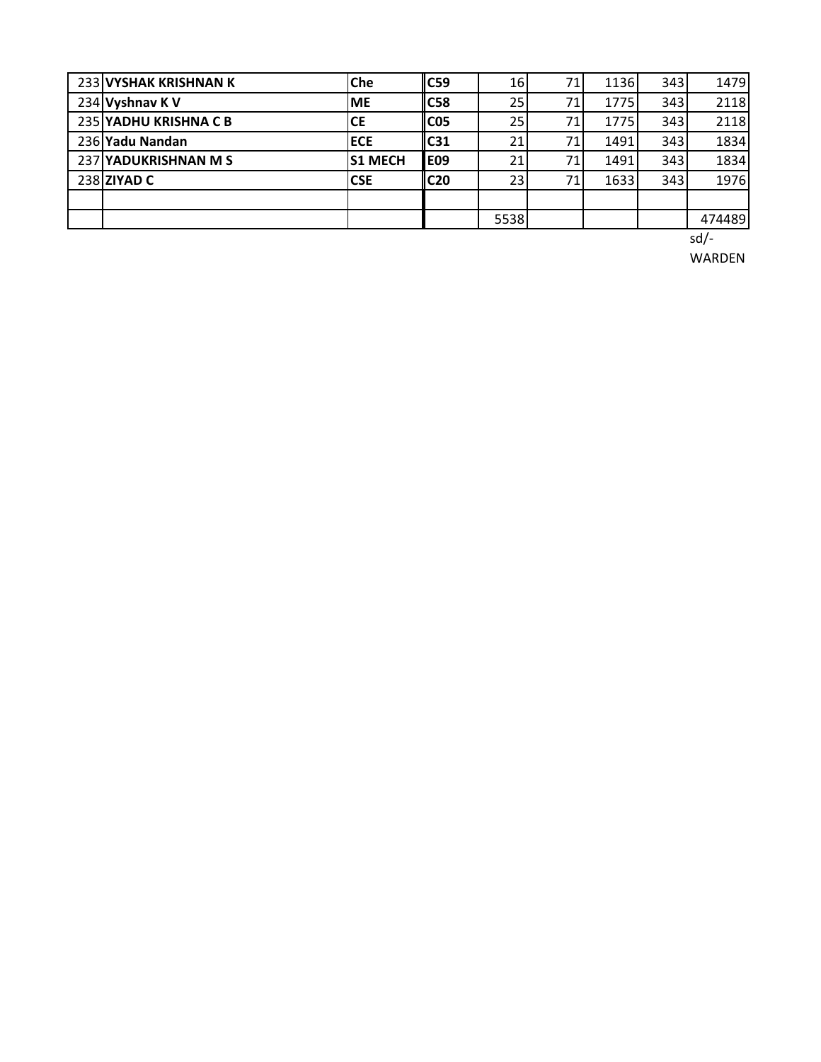| | | | | | | | | |
|---|---|---|---|---|---|---|---|---|
| 233 | **VYSHAK KRISHNAN K** | **Che** | **C59** | 16 | 71 | 1136 | 343 | 1479 |
| 234 | **Vyshnav K V** | **ME** | **C58** | 25 | 71 | 1775 | 343 | 2118 |
| 235 | **YADHU KRISHNA C B** | **CE** | **C05** | 25 | 71 | 1775 | 343 | 2118 |
| 236 | **Yadu Nandan** | **ECE** | **C31** | 21 | 71 | 1491 | 343 | 1834 |
| 237 | **YADUKRISHNAN M S** | **S1 MECH** | **E09** | 21 | 71 | 1491 | 343 | 1834 |
| 238 | **ZIYAD C** | **CSE** | **C20** | 23 | 71 | 1633 | 343 | 1976 |
| | | | | | | | | |
| | | | | 5538 | | | | 474489 |

sd/-

WARDEN